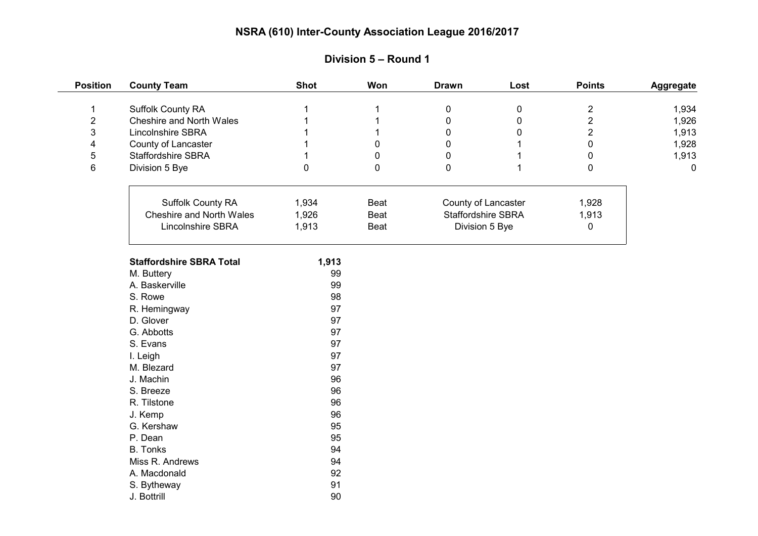# NSRA (610) Inter-County Association League 2016/2017

## Division 5 – Round 1

| Position | County Team | Shot | Won | Drawn | Lost | Points | Aggregate |
|---|---|---|---|---|---|---|---|
| 1 | Suffolk County RA | 1 | 1 | 0 | 0 | 2 | 1,934 |
| 2 | Cheshire and North Wales | 1 | 1 | 0 | 0 | 2 | 1,926 |
| 3 | Lincolnshire SBRA | 1 | 1 | 0 | 0 | 2 | 1,913 |
| 4 | County of Lancaster | 1 | 0 | 0 | 1 | 0 | 1,928 |
| 5 | Staffordshire SBRA | 1 | 0 | 0 | 1 | 0 | 1,913 |
| 6 | Division 5 Bye | 0 | 0 | 0 | 1 | 0 | 0 |

| Team | Score | Result | Opponent | Score |
|---|---|---|---|---|
| Suffolk County RA | 1,934 | Beat | County of Lancaster | 1,928 |
| Cheshire and North Wales | 1,926 | Beat | Staffordshire SBRA | 1,913 |
| Lincolnshire SBRA | 1,913 | Beat | Division 5 Bye | 0 |

| **Staffordshire SBRA Total** | **1,913** |
|---|---|
| M. Buttery | 99 |
| A. Baskerville | 99 |
| S. Rowe | 98 |
| R. Hemingway | 97 |
| D. Glover | 97 |
| G. Abbotts | 97 |
| S. Evans | 97 |
| I. Leigh | 97 |
| M. Blezard | 97 |
| J. Machin | 96 |
| S. Breeze | 96 |
| R. Tilstone | 96 |
| J. Kemp | 96 |
| G. Kershaw | 95 |
| P. Dean | 95 |
| B. Tonks | 94 |
| Miss R. Andrews | 94 |
| A. Macdonald | 92 |
| S. Bytheway | 91 |
| J. Bottrill | 90 |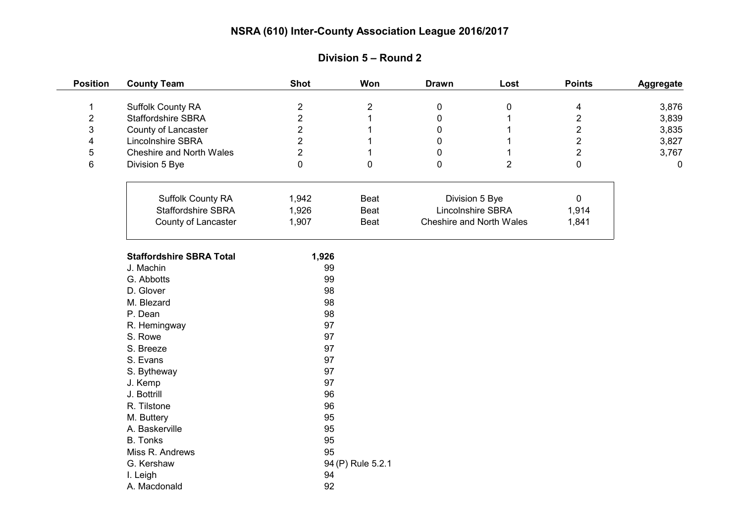# NSRA (610) Inter-County Association League 2016/2017

## Division 5 – Round 2

| Position | County Team | Shot | Won | Drawn | Lost | Points | Aggregate |
|---|---|---|---|---|---|---|---|
| 1 | Suffolk County RA | 2 | 2 | 0 | 0 | 4 | 3,876 |
| 2 | Staffordshire SBRA | 2 | 1 | 0 | 1 | 2 | 3,839 |
| 3 | County of Lancaster | 2 | 1 | 0 | 1 | 2 | 3,835 |
| 4 | Lincolnshire SBRA | 2 | 1 | 0 | 1 | 2 | 3,827 |
| 5 | Cheshire and North Wales | 2 | 1 | 0 | 1 | 2 | 3,767 |
| 6 | Division 5 Bye | 0 | 0 | 0 | 2 | 0 | 0 |

| Team | Score | Result | Opponent | Score |
|---|---|---|---|---|
| Suffolk County RA | 1,942 | Beat | Division 5 Bye | 0 |
| Staffordshire SBRA | 1,926 | Beat | Lincolnshire SBRA | 1,914 |
| County of Lancaster | 1,907 | Beat | Cheshire and North Wales | 1,841 |

| **Staffordshire SBRA Total** | **1,926** |
|---|---|
| J. Machin | 99 |
| G. Abbotts | 99 |
| D. Glover | 98 |
| M. Blezard | 98 |
| P. Dean | 98 |
| R. Hemingway | 97 |
| S. Rowe | 97 |
| S. Breeze | 97 |
| S. Evans | 97 |
| S. Bytheway | 97 |
| J. Kemp | 97 |
| J. Bottrill | 96 |
| R. Tilstone | 96 |
| M. Buttery | 95 |
| A. Baskerville | 95 |
| B. Tonks | 95 |
| Miss R. Andrews | 95 |
| G. Kershaw | 94 (P) Rule 5.2.1 |
| I. Leigh | 94 |
| A. Macdonald | 92 |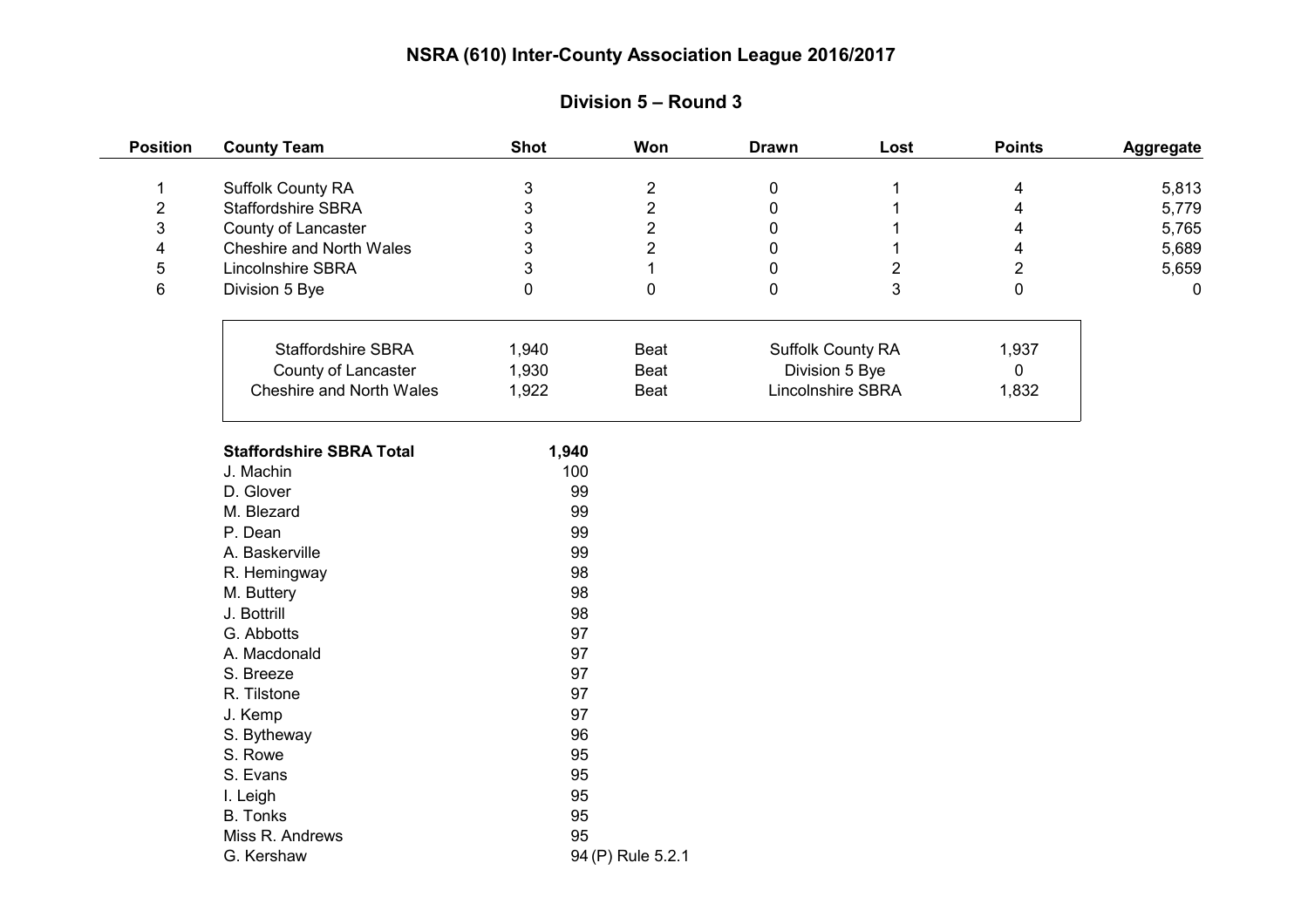# NSRA (610) Inter-County Association League 2016/2017

## Division 5 – Round 3

| Position | County Team | Shot | Won | Drawn | Lost | Points | Aggregate |
|---|---|---|---|---|---|---|---|
| 1 | Suffolk County RA | 3 | 2 | 0 | 1 | 4 | 5,813 |
| 2 | Staffordshire SBRA | 3 | 2 | 0 | 1 | 4 | 5,779 |
| 3 | County of Lancaster | 3 | 2 | 0 | 1 | 4 | 5,765 |
| 4 | Cheshire and North Wales | 3 | 2 | 0 | 1 | 4 | 5,689 |
| 5 | Lincolnshire SBRA | 3 | 1 | 0 | 2 | 2 | 5,659 |
| 6 | Division 5 Bye | 0 | 0 | 0 | 3 | 0 | 0 |

| Team | Score | Result | Opponent | Score |
|---|---|---|---|---|
| Staffordshire SBRA | 1,940 | Beat | Suffolk County RA | 1,937 |
| County of Lancaster | 1,930 | Beat | Division 5 Bye | 0 |
| Cheshire and North Wales | 1,922 | Beat | Lincolnshire SBRA | 1,832 |

| **Staffordshire SBRA Total** | **1,940** |
|---|---|
| J. Machin | 100 |
| D. Glover | 99 |
| M. Blezard | 99 |
| P. Dean | 99 |
| A. Baskerville | 99 |
| R. Hemingway | 98 |
| M. Buttery | 98 |
| J. Bottrill | 98 |
| G. Abbotts | 97 |
| A. Macdonald | 97 |
| S. Breeze | 97 |
| R. Tilstone | 97 |
| J. Kemp | 97 |
| S. Bytheway | 96 |
| S. Rowe | 95 |
| S. Evans | 95 |
| I. Leigh | 95 |
| B. Tonks | 95 |
| Miss R. Andrews | 95 |
| G. Kershaw | 94 (P) Rule 5.2.1 |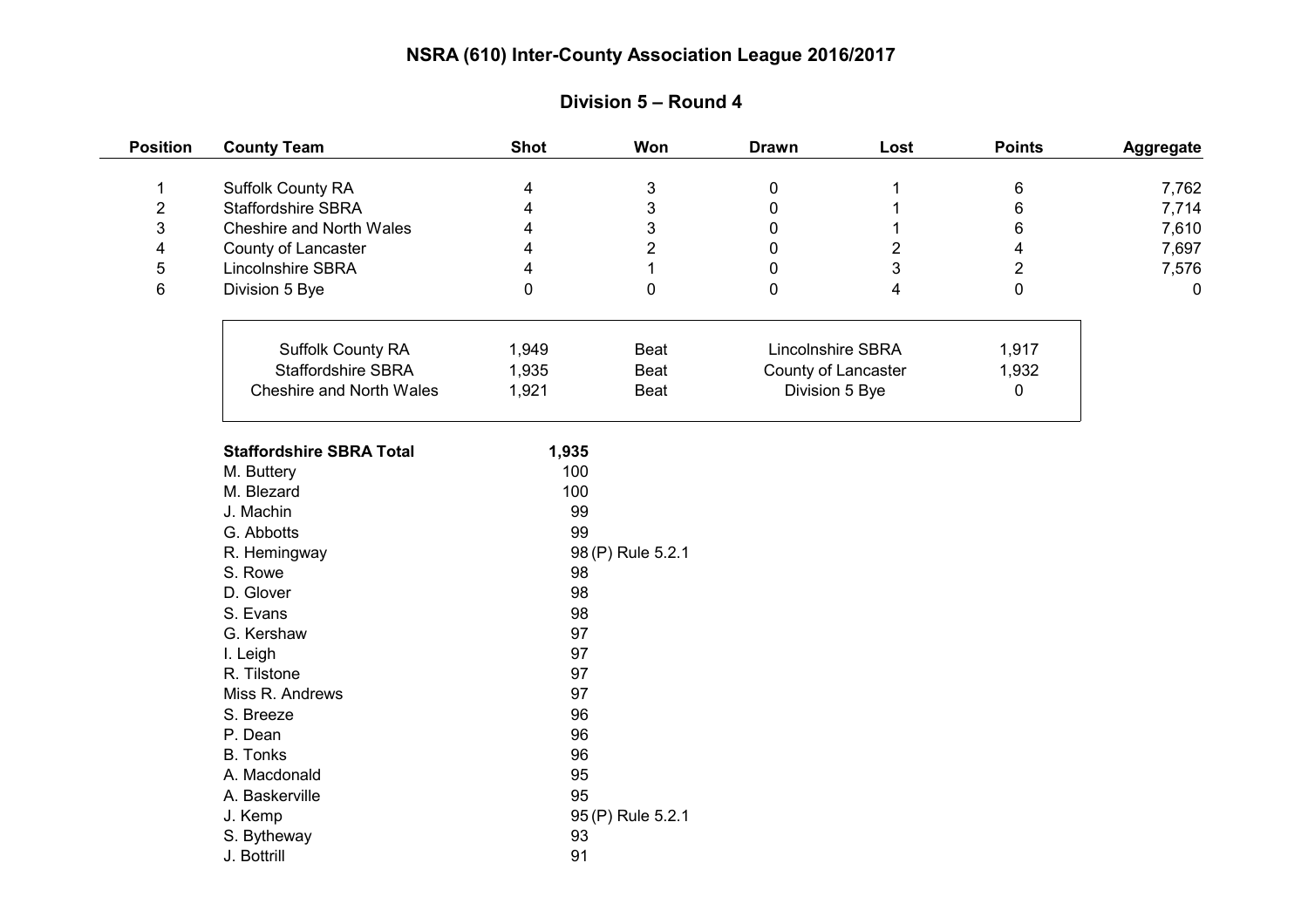# NSRA (610) Inter-County Association League 2016/2017

## Division 5 – Round 4

| Position | County Team | Shot | Won | Drawn | Lost | Points | Aggregate |
|---|---|---|---|---|---|---|---|
| 1 | Suffolk County RA | 4 | 3 | 0 | 1 | 6 | 7,762 |
| 2 | Staffordshire SBRA | 4 | 3 | 0 | 1 | 6 | 7,714 |
| 3 | Cheshire and North Wales | 4 | 3 | 0 | 1 | 6 | 7,610 |
| 4 | County of Lancaster | 4 | 2 | 0 | 2 | 4 | 7,697 |
| 5 | Lincolnshire SBRA | 4 | 1 | 0 | 3 | 2 | 7,576 |
| 6 | Division 5 Bye | 0 | 0 | 0 | 4 | 0 | 0 |

| Team | Score | Result | Opponent | Score |
|---|---|---|---|---|
| Suffolk County RA | 1,949 | Beat | Lincolnshire SBRA | 1,917 |
| Staffordshire SBRA | 1,935 | Beat | County of Lancaster | 1,932 |
| Cheshire and North Wales | 1,921 | Beat | Division 5 Bye | 0 |

| **Staffordshire SBRA Total** | **1,935** |
|---|---|
| M. Buttery | 100 |
| M. Blezard | 100 |
| J. Machin | 99 |
| G. Abbotts | 99 |
| R. Hemingway | 98 (P) Rule 5.2.1 |
| S. Rowe | 98 |
| D. Glover | 98 |
| S. Evans | 98 |
| G. Kershaw | 97 |
| I. Leigh | 97 |
| R. Tilstone | 97 |
| Miss R. Andrews | 97 |
| S. Breeze | 96 |
| P. Dean | 96 |
| B. Tonks | 96 |
| A. Macdonald | 95 |
| A. Baskerville | 95 |
| J. Kemp | 95 (P) Rule 5.2.1 |
| S. Bytheway | 93 |
| J. Bottrill | 91 |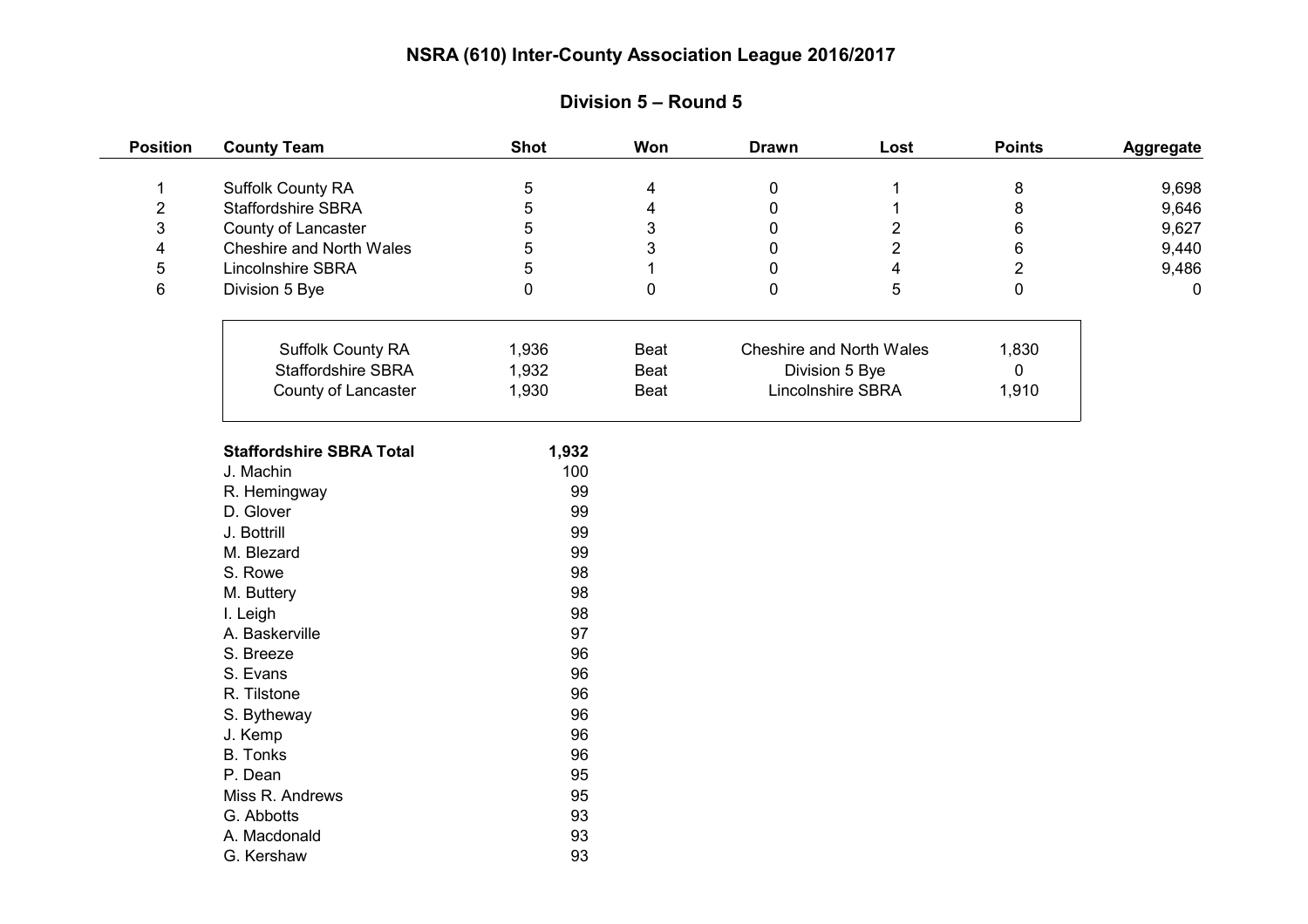# NSRA (610) Inter-County Association League 2016/2017

## Division 5 – Round 5

| Position | County Team | Shot | Won | Drawn | Lost | Points | Aggregate |
|---|---|---|---|---|---|---|---|
| 1 | Suffolk County RA | 5 | 4 | 0 | 1 | 8 | 9,698 |
| 2 | Staffordshire SBRA | 5 | 4 | 0 | 1 | 8 | 9,646 |
| 3 | County of Lancaster | 5 | 3 | 0 | 2 | 6 | 9,627 |
| 4 | Cheshire and North Wales | 5 | 3 | 0 | 2 | 6 | 9,440 |
| 5 | Lincolnshire SBRA | 5 | 1 | 0 | 4 | 2 | 9,486 |
| 6 | Division 5 Bye | 0 | 0 | 0 | 5 | 0 | 0 |

| Team | Score | Result | Opponent | Score |
|---|---|---|---|---|
| Suffolk County RA | 1,936 | Beat | Cheshire and North Wales | 1,830 |
| Staffordshire SBRA | 1,932 | Beat | Division 5 Bye | 0 |
| County of Lancaster | 1,930 | Beat | Lincolnshire SBRA | 1,910 |

| **Staffordshire SBRA Total** | **1,932** |
|---|---|
| J. Machin | 100 |
| R. Hemingway | 99 |
| D. Glover | 99 |
| J. Bottrill | 99 |
| M. Blezard | 99 |
| S. Rowe | 98 |
| M. Buttery | 98 |
| I. Leigh | 98 |
| A. Baskerville | 97 |
| S. Breeze | 96 |
| S. Evans | 96 |
| R. Tilstone | 96 |
| S. Bytheway | 96 |
| J. Kemp | 96 |
| B. Tonks | 96 |
| P. Dean | 95 |
| Miss R. Andrews | 95 |
| G. Abbotts | 93 |
| A. Macdonald | 93 |
| G. Kershaw | 93 |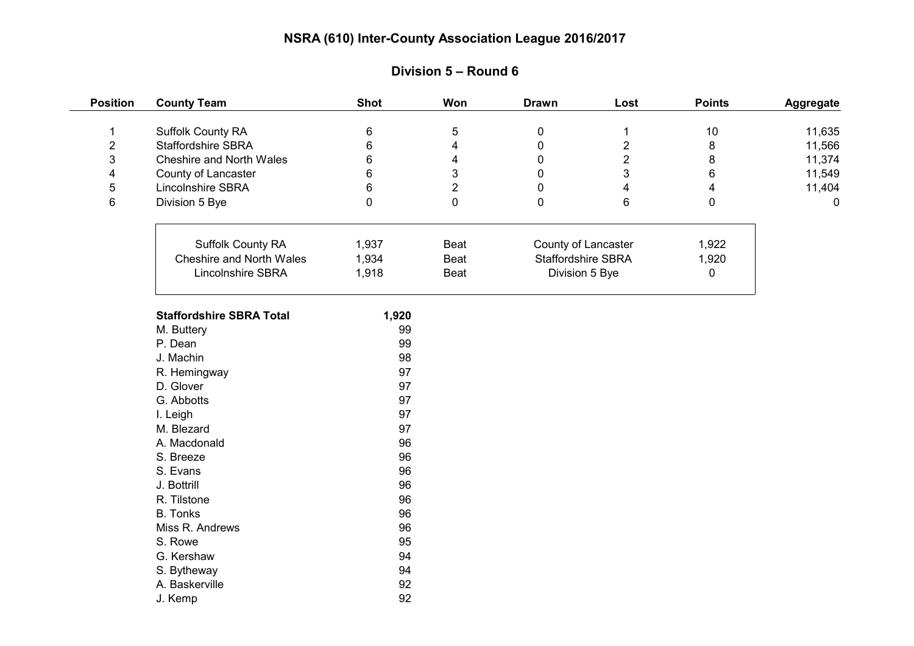# NSRA (610) Inter-County Association League 2016/2017

## Division 5 – Round 6

| Position | County Team | Shot | Won | Drawn | Lost | Points | Aggregate |
|---|---|---|---|---|---|---|---|
| 1 | Suffolk County RA | 6 | 5 | 0 | 1 | 10 | 11,635 |
| 2 | Staffordshire SBRA | 6 | 4 | 0 | 2 | 8 | 11,566 |
| 3 | Cheshire and North Wales | 6 | 4 | 0 | 2 | 8 | 11,374 |
| 4 | County of Lancaster | 6 | 3 | 0 | 3 | 6 | 11,549 |
| 5 | Lincolnshire SBRA | 6 | 2 | 0 | 4 | 4 | 11,404 |
| 6 | Division 5 Bye | 0 | 0 | 0 | 6 | 0 | 0 |

| Team | Score | Result | Opponent | Score |
|---|---|---|---|---|
| Suffolk County RA | 1,937 | Beat | County of Lancaster | 1,922 |
| Cheshire and North Wales | 1,934 | Beat | Staffordshire SBRA | 1,920 |
| Lincolnshire SBRA | 1,918 | Beat | Division 5 Bye | 0 |

| **Staffordshire SBRA Total** | **1,920** |
|---|---|
| M. Buttery | 99 |
| P. Dean | 99 |
| J. Machin | 98 |
| R. Hemingway | 97 |
| D. Glover | 97 |
| G. Abbotts | 97 |
| I. Leigh | 97 |
| M. Blezard | 97 |
| A. Macdonald | 96 |
| S. Breeze | 96 |
| S. Evans | 96 |
| J. Bottrill | 96 |
| R. Tilstone | 96 |
| B. Tonks | 96 |
| Miss R. Andrews | 96 |
| S. Rowe | 95 |
| G. Kershaw | 94 |
| S. Bytheway | 94 |
| A. Baskerville | 92 |
| J. Kemp | 92 |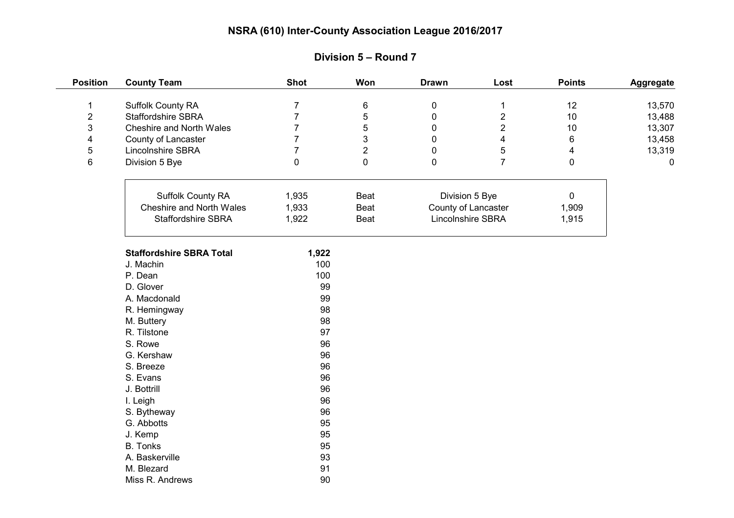# NSRA (610) Inter-County Association League 2016/2017

## Division 5 – Round 7

| Position | County Team | Shot | Won | Drawn | Lost | Points | Aggregate |
|---|---|---|---|---|---|---|---|
| 1 | Suffolk County RA | 7 | 6 | 0 | 1 | 12 | 13,570 |
| 2 | Staffordshire SBRA | 7 | 5 | 0 | 2 | 10 | 13,488 |
| 3 | Cheshire and North Wales | 7 | 5 | 0 | 2 | 10 | 13,307 |
| 4 | County of Lancaster | 7 | 3 | 0 | 4 | 6 | 13,458 |
| 5 | Lincolnshire SBRA | 7 | 2 | 0 | 5 | 4 | 13,319 |
| 6 | Division 5 Bye | 0 | 0 | 0 | 7 | 0 | 0 |

| Team | Score | Result | Opponent | Score |
|---|---|---|---|---|
| Suffolk County RA | 1,935 | Beat | Division 5 Bye | 0 |
| Cheshire and North Wales | 1,933 | Beat | County of Lancaster | 1,909 |
| Staffordshire SBRA | 1,922 | Beat | Lincolnshire SBRA | 1,915 |

| **Staffordshire SBRA Total** | **1,922** |
|---|---|
| J. Machin | 100 |
| P. Dean | 100 |
| D. Glover | 99 |
| A. Macdonald | 99 |
| R. Hemingway | 98 |
| M. Buttery | 98 |
| R. Tilstone | 97 |
| S. Rowe | 96 |
| G. Kershaw | 96 |
| S. Breeze | 96 |
| S. Evans | 96 |
| J. Bottrill | 96 |
| I. Leigh | 96 |
| S. Bytheway | 96 |
| G. Abbotts | 95 |
| J. Kemp | 95 |
| B. Tonks | 95 |
| A. Baskerville | 93 |
| M. Blezard | 91 |
| Miss R. Andrews | 90 |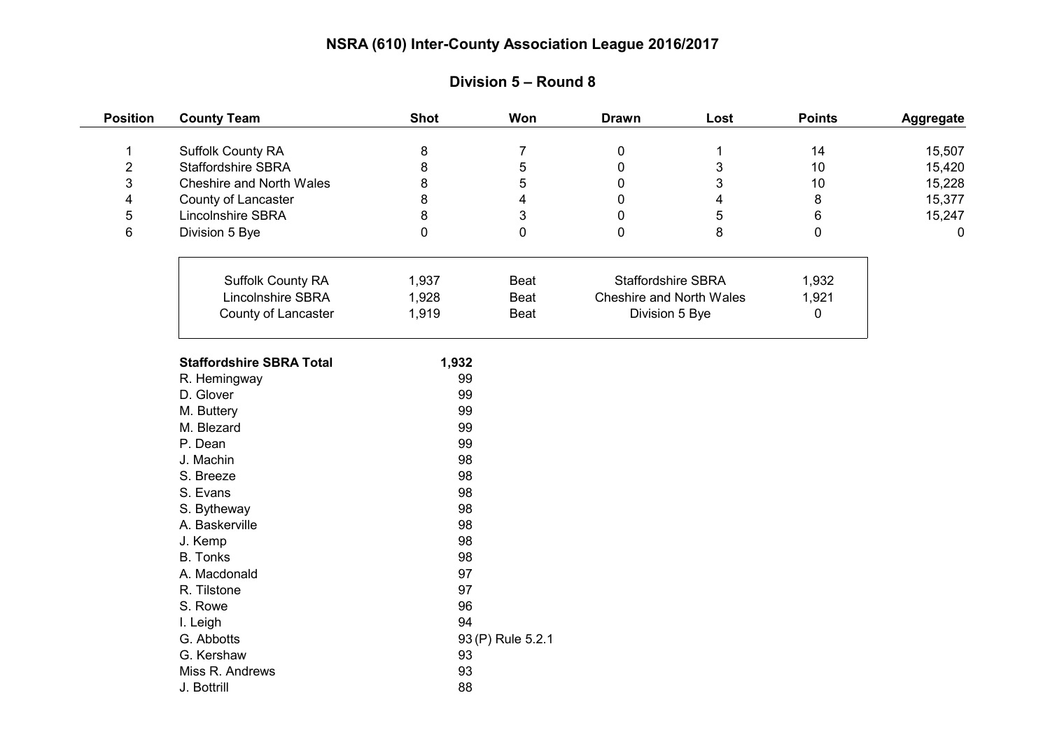# NSRA (610) Inter-County Association League 2016/2017

## Division 5 – Round 8

| Position | County Team | Shot | Won | Drawn | Lost | Points | Aggregate |
|---|---|---|---|---|---|---|---|
| 1 | Suffolk County RA | 8 | 7 | 0 | 1 | 14 | 15,507 |
| 2 | Staffordshire SBRA | 8 | 5 | 0 | 3 | 10 | 15,420 |
| 3 | Cheshire and North Wales | 8 | 5 | 0 | 3 | 10 | 15,228 |
| 4 | County of Lancaster | 8 | 4 | 0 | 4 | 8 | 15,377 |
| 5 | Lincolnshire SBRA | 8 | 3 | 0 | 5 | 6 | 15,247 |
| 6 | Division 5 Bye | 0 | 0 | 0 | 8 | 0 | 0 |

| | | | | |
|---|---|---|---|---|
| Suffolk County RA | 1,937 | Beat | Staffordshire SBRA | 1,932 |
| Lincolnshire SBRA | 1,928 | Beat | Cheshire and North Wales | 1,921 |
| County of Lancaster | 1,919 | Beat | Division 5 Bye | 0 |

| **Staffordshire SBRA Total** | **1,932** |
|---|---|
| R. Hemingway | 99 |
| D. Glover | 99 |
| M. Buttery | 99 |
| M. Blezard | 99 |
| P. Dean | 99 |
| J. Machin | 98 |
| S. Breeze | 98 |
| S. Evans | 98 |
| S. Bytheway | 98 |
| A. Baskerville | 98 |
| J. Kemp | 98 |
| B. Tonks | 98 |
| A. Macdonald | 97 |
| R. Tilstone | 97 |
| S. Rowe | 96 |
| I. Leigh | 94 |
| G. Abbotts | 93 (P) Rule 5.2.1 |
| G. Kershaw | 93 |
| Miss R. Andrews | 93 |
| J. Bottrill | 88 |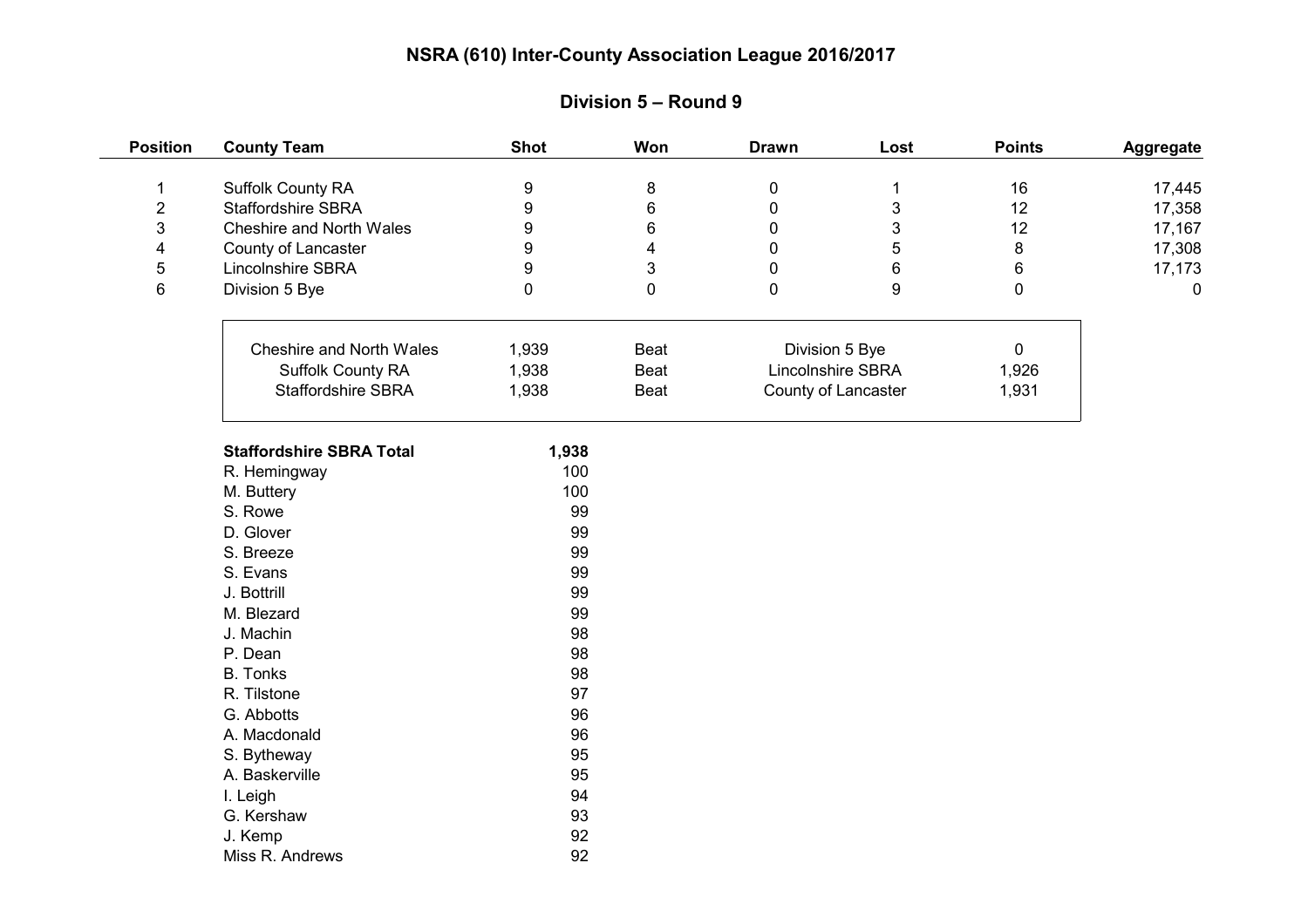# NSRA (610) Inter-County Association League 2016/2017

## Division 5 – Round 9

| Position | County Team | Shot | Won | Drawn | Lost | Points | Aggregate |
|---|---|---|---|---|---|---|---|
| 1 | Suffolk County RA | 9 | 8 | 0 | 1 | 16 | 17,445 |
| 2 | Staffordshire SBRA | 9 | 6 | 0 | 3 | 12 | 17,358 |
| 3 | Cheshire and North Wales | 9 | 6 | 0 | 3 | 12 | 17,167 |
| 4 | County of Lancaster | 9 | 4 | 0 | 5 | 8 | 17,308 |
| 5 | Lincolnshire SBRA | 9 | 3 | 0 | 6 | 6 | 17,173 |
| 6 | Division 5 Bye | 0 | 0 | 0 | 9 | 0 | 0 |

| Team | Score | | Opponent | Score |
|---|---|---|---|---|
| Cheshire and North Wales | 1,939 | Beat | Division 5 Bye | 0 |
| Suffolk County RA | 1,938 | Beat | Lincolnshire SBRA | 1,926 |
| Staffordshire SBRA | 1,938 | Beat | County of Lancaster | 1,931 |

| **Staffordshire SBRA Total** | **1,938** |
|---|---|
| R. Hemingway | 100 |
| M. Buttery | 100 |
| S. Rowe | 99 |
| D. Glover | 99 |
| S. Breeze | 99 |
| S. Evans | 99 |
| J. Bottrill | 99 |
| M. Blezard | 99 |
| J. Machin | 98 |
| P. Dean | 98 |
| B. Tonks | 98 |
| R. Tilstone | 97 |
| G. Abbotts | 96 |
| A. Macdonald | 96 |
| S. Bytheway | 95 |
| A. Baskerville | 95 |
| I. Leigh | 94 |
| G. Kershaw | 93 |
| J. Kemp | 92 |
| Miss R. Andrews | 92 |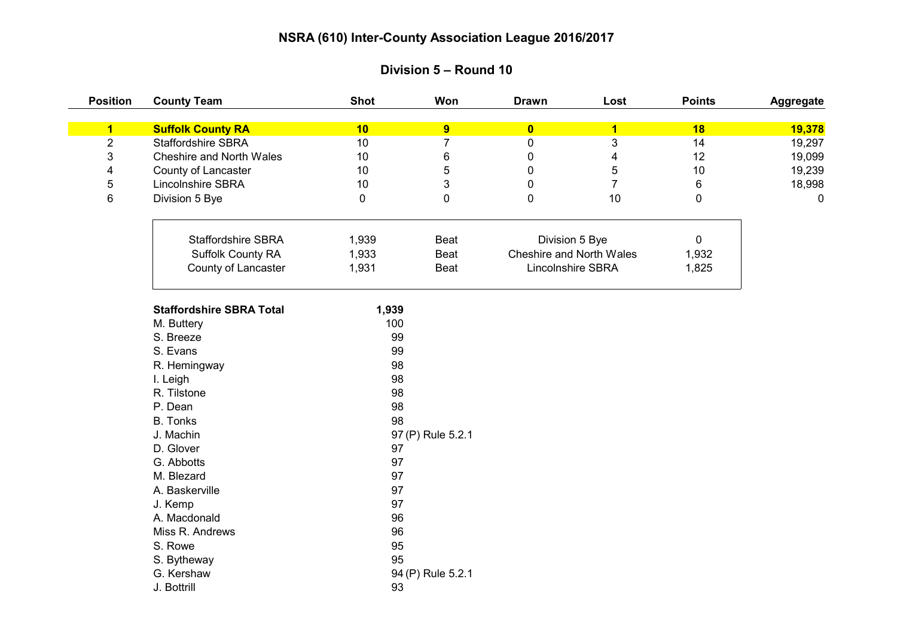**NSRA (610) Inter-County Association League 2016/2017**

**Division 5 – Round 10**

| Position | County Team | Shot | Won | Drawn | Lost | Points | Aggregate |
|---|---|---|---|---|---|---|---|
| **1** | **Suffolk County RA** | **10** | **9** | **0** | **1** | **18** | **19,378** |
| 2 | Staffordshire SBRA | 10 | 7 | 0 | 3 | 14 | 19,297 |
| 3 | Cheshire and North Wales | 10 | 6 | 0 | 4 | 12 | 19,099 |
| 4 | County of Lancaster | 10 | 5 | 0 | 5 | 10 | 19,239 |
| 5 | Lincolnshire SBRA | 10 | 3 | 0 | 7 | 6 | 18,998 |
| 6 | Division 5 Bye | 0 | 0 | 0 | 10 | 0 | 0 |

| | | | | |
|---|---|---|---|---|
| Staffordshire SBRA | 1,939 | Beat | Division 5 Bye | 0 |
| Suffolk County RA | 1,933 | Beat | Cheshire and North Wales | 1,932 |
| County of Lancaster | 1,931 | Beat | Lincolnshire SBRA | 1,825 |

| **Staffordshire SBRA Total** | **1,939** |
|---|---|
| M. Buttery | 100 |
| S. Breeze | 99 |
| S. Evans | 99 |
| R. Hemingway | 98 |
| I. Leigh | 98 |
| R. Tilstone | 98 |
| P. Dean | 98 |
| B. Tonks | 98 |
| J. Machin | 97 (P) Rule 5.2.1 |
| D. Glover | 97 |
| G. Abbotts | 97 |
| M. Blezard | 97 |
| A. Baskerville | 97 |
| J. Kemp | 97 |
| A. Macdonald | 96 |
| Miss R. Andrews | 96 |
| S. Rowe | 95 |
| S. Bytheway | 95 |
| G. Kershaw | 94 (P) Rule 5.2.1 |
| J. Bottrill | 93 |